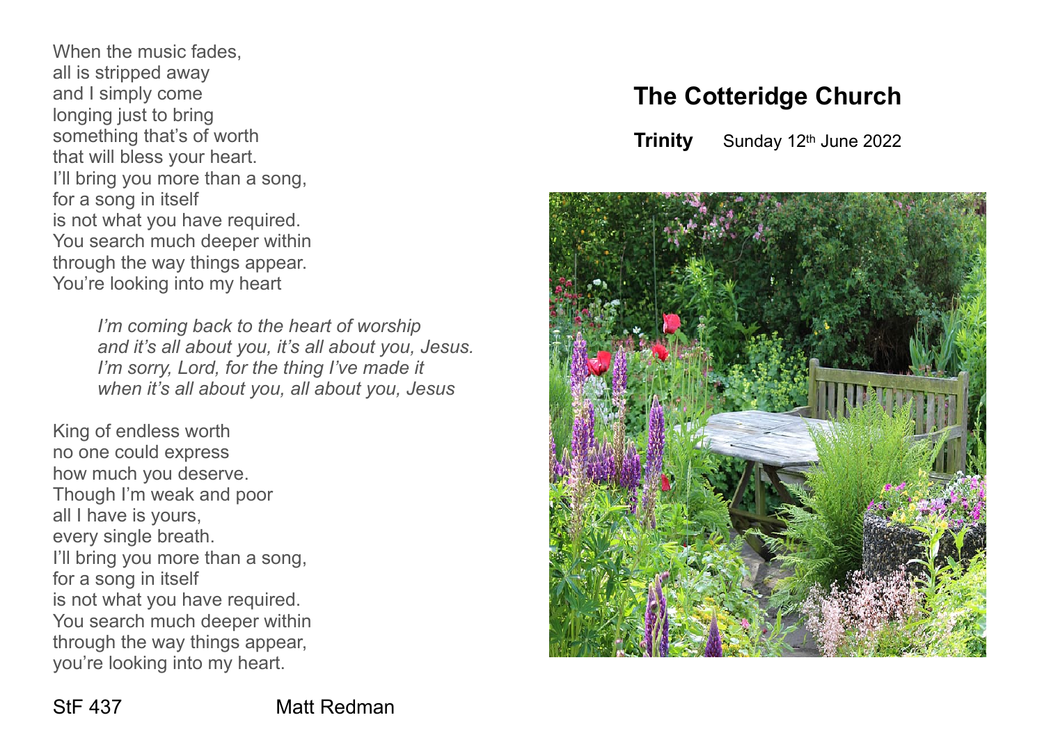When the music fades,
all is stripped away
and I simply come
longing just to bring
something that's of worth
that will bless your heart.
I'll bring you more than a song,
for a song in itself
is not what you have required.
You search much deeper within
through the way things appear.
You're looking into my heart

*I'm coming back to the heart of worship*
*and it's all about you, it's all about you, Jesus.*
*I'm sorry, Lord, for the thing I've made it*
*when it's all about you, all about you, Jesus*

King of endless worth
no one could express
how much you deserve.
Though I'm weak and poor
all I have is yours,
every single breath.
I'll bring you more than a song,
for a song in itself
is not what you have required.
You search much deeper within
through the way things appear,
you're looking into my heart.

StF 437 Matt Redman

# The Cotteridge Church

**Trinity** Sunday 12th June 2022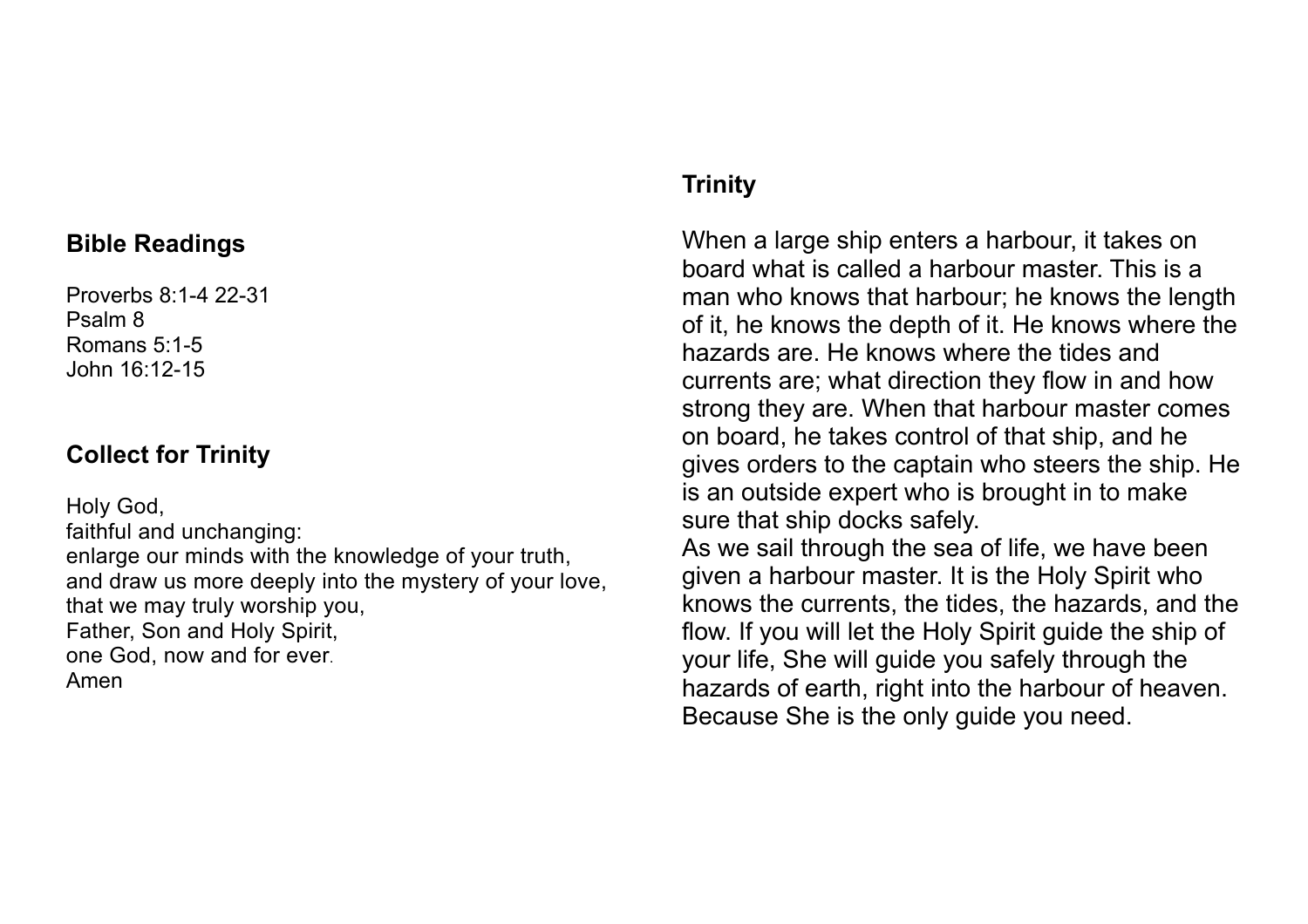## Bible Readings

Proverbs 8:1-4 22-31
Psalm 8
Romans 5:1-5
John 16:12-15

## Collect for Trinity

Holy God,
faithful and unchanging:
enlarge our minds with the knowledge of your truth,
and draw us more deeply into the mystery of your love,
that we may truly worship you,
Father, Son and Holy Spirit,
one God, now and for ever.
Amen

## Trinity

When a large ship enters a harbour, it takes on board what is called a harbour master. This is a man who knows that harbour; he knows the length of it, he knows the depth of it. He knows where the hazards are. He knows where the tides and currents are; what direction they flow in and how strong they are. When that harbour master comes on board, he takes control of that ship, and he gives orders to the captain who steers the ship. He is an outside expert who is brought in to make sure that ship docks safely.

As we sail through the sea of life, we have been given a harbour master. It is the Holy Spirit who knows the currents, the tides, the hazards, and the flow. If you will let the Holy Spirit guide the ship of your life, She will guide you safely through the hazards of earth, right into the harbour of heaven. Because She is the only guide you need.